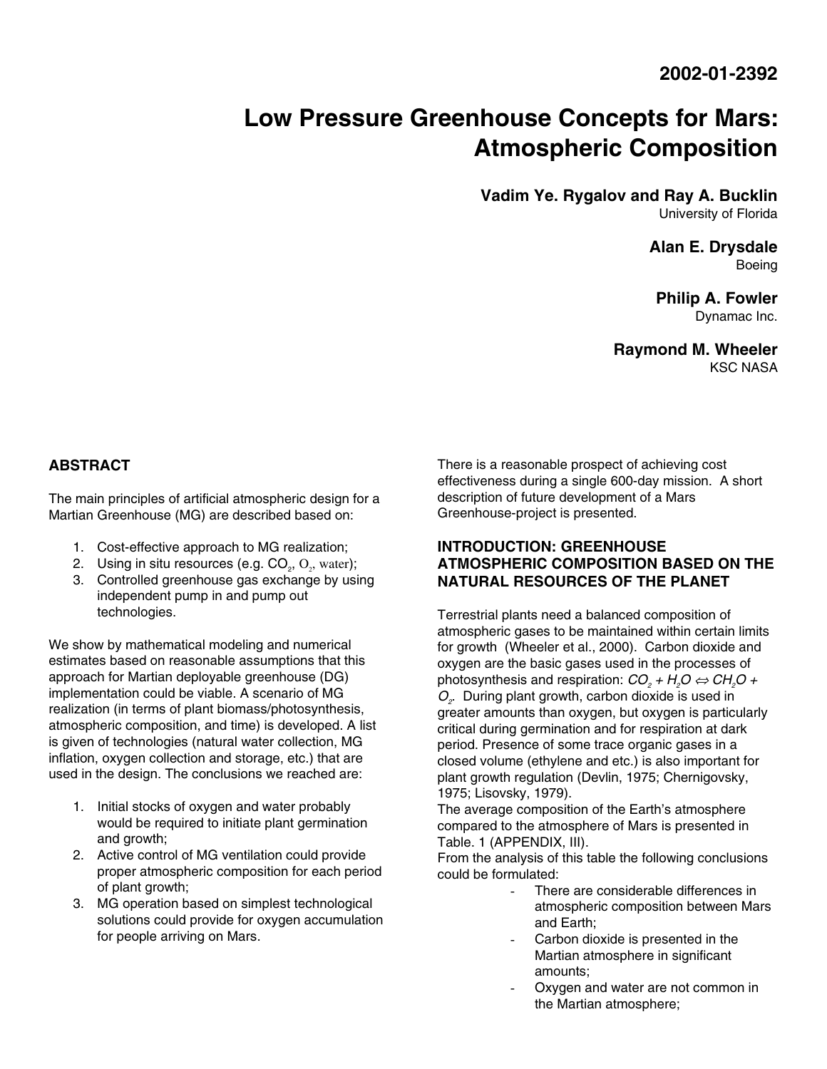2002-01-2392

# Low Pressure Greenhouse Concepts for Mars: Atmospheric Composition

**Vadim Ye. Rygalov and Ray A. Bucklin**
University of Florida

**Alan E. Drysdale**
Boeing

**Philip A. Fowler**
Dynamac Inc.

**Raymond M. Wheeler**
KSC NASA

## ABSTRACT

The main principles of artificial atmospheric design for a Martian Greenhouse (MG) are described based on:

1. Cost-effective approach to MG realization;
2. Using in situ resources (e.g. $CO_2$, $O_2$, water);
3. Controlled greenhouse gas exchange by using independent pump in and pump out technologies.

We show by mathematical modeling and numerical estimates based on reasonable assumptions that this approach for Martian deployable greenhouse (DG) implementation could be viable. A scenario of MG realization (in terms of plant biomass/photosynthesis, atmospheric composition, and time) is developed. A list is given of technologies (natural water collection, MG inflation, oxygen collection and storage, etc.) that are used in the design. The conclusions we reached are:

1. Initial stocks of oxygen and water probably would be required to initiate plant germination and growth;
2. Active control of MG ventilation could provide proper atmospheric composition for each period of plant growth;
3. MG operation based on simplest technological solutions could provide for oxygen accumulation for people arriving on Mars.

There is a reasonable prospect of achieving cost effectiveness during a single 600-day mission. A short description of future development of a Mars Greenhouse-project is presented.

## INTRODUCTION: GREENHOUSE ATMOSPHERIC COMPOSITION BASED ON THE NATURAL RESOURCES OF THE PLANET

Terrestrial plants need a balanced composition of atmospheric gases to be maintained within certain limits for growth (Wheeler et al., 2000). Carbon dioxide and oxygen are the basic gases used in the processes of photosynthesis and respiration: $CO_2 + H_2O \Leftrightarrow CH_2O + O_2$. During plant growth, carbon dioxide is used in greater amounts than oxygen, but oxygen is particularly critical during germination and for respiration at dark period. Presence of some trace organic gases in a closed volume (ethylene and etc.) is also important for plant growth regulation (Devlin, 1975; Chernigovsky, 1975; Lisovsky, 1979).

The average composition of the Earth's atmosphere compared to the atmosphere of Mars is presented in Table. 1 (APPENDIX, III).

From the analysis of this table the following conclusions could be formulated:

- There are considerable differences in atmospheric composition between Mars and Earth;
- Carbon dioxide is presented in the Martian atmosphere in significant amounts;
- Oxygen and water are not common in the Martian atmosphere;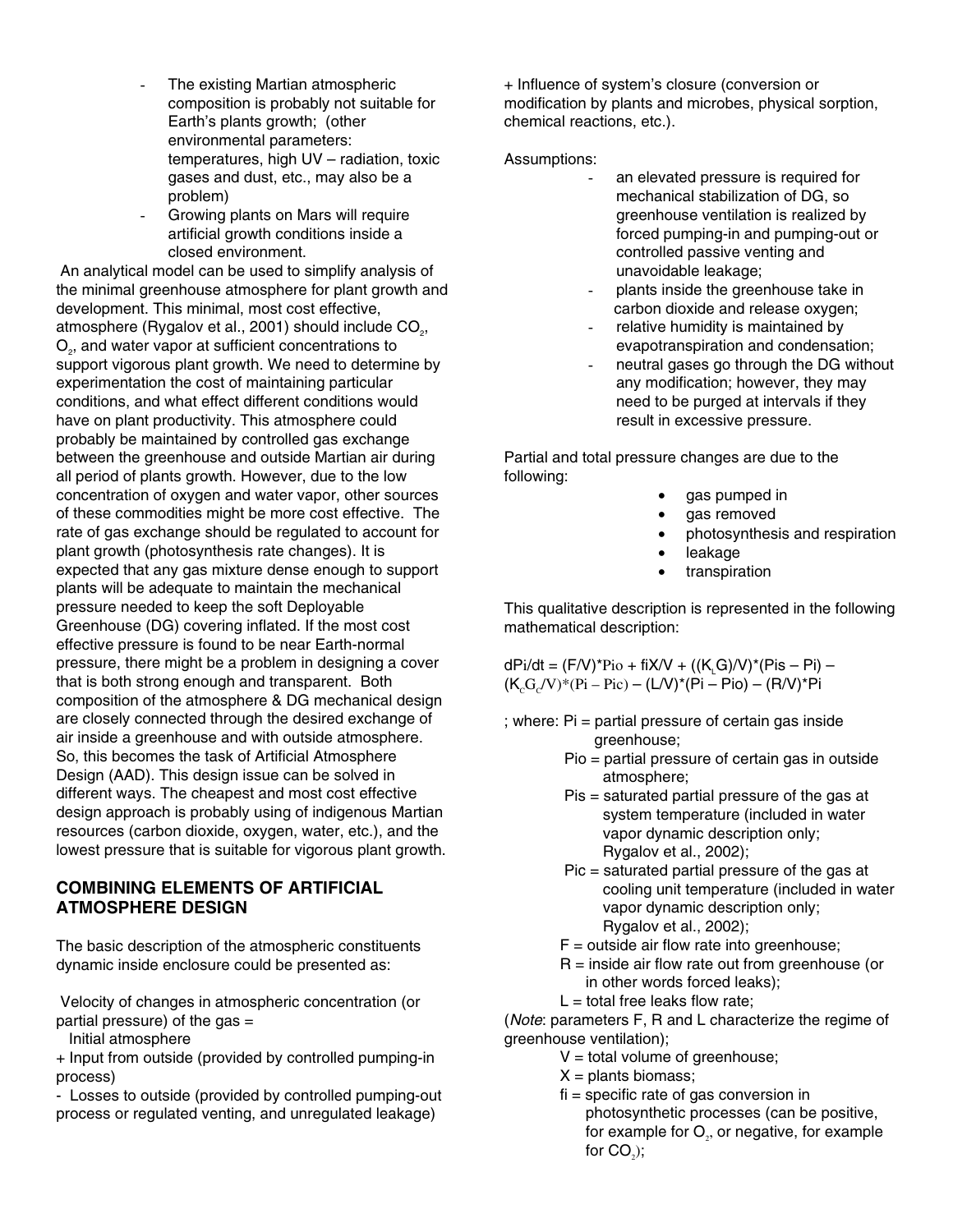- The existing Martian atmospheric composition is probably not suitable for Earth's plants growth; (other environmental parameters: temperatures, high UV – radiation, toxic gases and dust, etc., may also be a problem)
- Growing plants on Mars will require artificial growth conditions inside a closed environment.

An analytical model can be used to simplify analysis of the minimal greenhouse atmosphere for plant growth and development. This minimal, most cost effective, atmosphere (Rygalov et al., 2001) should include $CO_2$, $O_2$, and water vapor at sufficient concentrations to support vigorous plant growth. We need to determine by experimentation the cost of maintaining particular conditions, and what effect different conditions would have on plant productivity. This atmosphere could probably be maintained by controlled gas exchange between the greenhouse and outside Martian air during all period of plants growth. However, due to the low concentration of oxygen and water vapor, other sources of these commodities might be more cost effective. The rate of gas exchange should be regulated to account for plant growth (photosynthesis rate changes). It is expected that any gas mixture dense enough to support plants will be adequate to maintain the mechanical pressure needed to keep the soft Deployable Greenhouse (DG) covering inflated. If the most cost effective pressure is found to be near Earth-normal pressure, there might be a problem in designing a cover that is both strong enough and transparent. Both composition of the atmosphere & DG mechanical design are closely connected through the desired exchange of air inside a greenhouse and with outside atmosphere. So, this becomes the task of Artificial Atmosphere Design (AAD). This design issue can be solved in different ways. The cheapest and most cost effective design approach is probably using of indigenous Martian resources (carbon dioxide, oxygen, water, etc.), and the lowest pressure that is suitable for vigorous plant growth.

## COMBINING ELEMENTS OF ARTIFICIAL ATMOSPHERE DESIGN

The basic description of the atmospheric constituents dynamic inside enclosure could be presented as:

Velocity of changes in atmospheric concentration (or partial pressure) of the gas =

Initial atmosphere

+ Input from outside (provided by controlled pumping-in process)

- Losses to outside (provided by controlled pumping-out process or regulated venting, and unregulated leakage)

+ Influence of system's closure (conversion or modification by plants and microbes, physical sorption, chemical reactions, etc.).

Assumptions:

- an elevated pressure is required for mechanical stabilization of DG, so greenhouse ventilation is realized by forced pumping-in and pumping-out or controlled passive venting and unavoidable leakage;
- plants inside the greenhouse take in carbon dioxide and release oxygen;
- relative humidity is maintained by evapotranspiration and condensation;
- neutral gases go through the DG without any modification; however, they may need to be purged at intervals if they result in excessive pressure.

Partial and total pressure changes are due to the following:

- gas pumped in
- gas removed
- photosynthesis and respiration
- leakage
- transpiration

This qualitative description is represented in the following mathematical description:

$$dPi/dt = (F/V)*Pio + fiX/V + ((K_L G)/V)*(Pis - Pi) - (K_C G_C/V)*(Pi - Pic) - (L/V)*(Pi - Pio) - (R/V)*Pi$$

; where: Pi = partial pressure of certain gas inside greenhouse;

Pio = partial pressure of certain gas in outside atmosphere;

Pis = saturated partial pressure of the gas at system temperature (included in water vapor dynamic description only; Rygalov et al., 2002);

Pic = saturated partial pressure of the gas at cooling unit temperature (included in water vapor dynamic description only; Rygalov et al., 2002);

F = outside air flow rate into greenhouse;

R = inside air flow rate out from greenhouse (or in other words forced leaks);

L = total free leaks flow rate;

(*Note*: parameters F, R and L characterize the regime of greenhouse ventilation);

V = total volume of greenhouse;

X = plants biomass;

fi = specific rate of gas conversion in photosynthetic processes (can be positive, for example for $O_2$, or negative, for example for $CO_2$);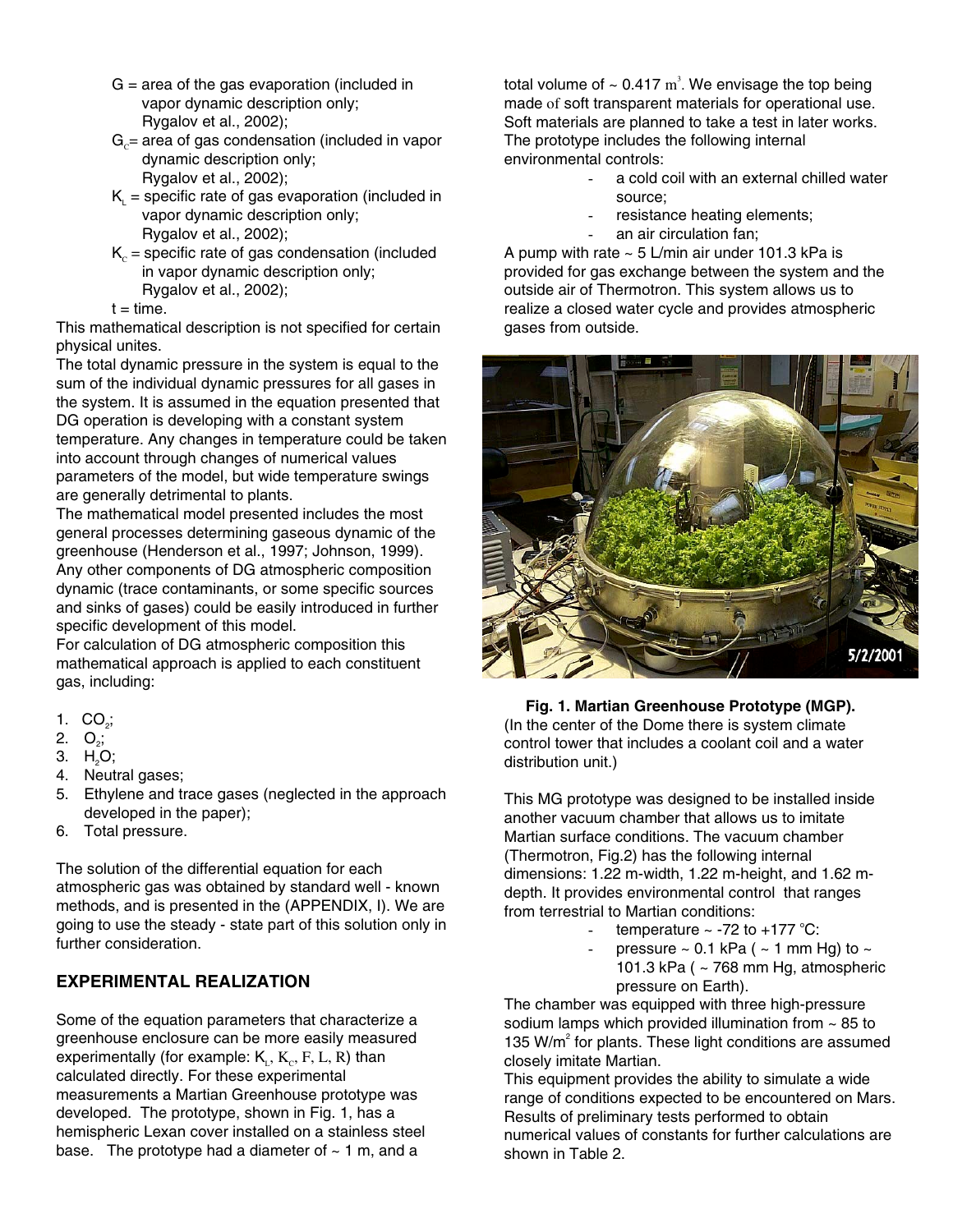G = area of the gas evaporation (included in vapor dynamic description only; Rygalov et al., 2002);

$G_c$= area of gas condensation (included in vapor dynamic description only; Rygalov et al., 2002);

$K_L$ = specific rate of gas evaporation (included in vapor dynamic description only; Rygalov et al., 2002);

$K_c$ = specific rate of gas condensation (included in vapor dynamic description only; Rygalov et al., 2002);

t = time.

This mathematical description is not specified for certain physical unites.

The total dynamic pressure in the system is equal to the sum of the individual dynamic pressures for all gases in the system. It is assumed in the equation presented that DG operation is developing with a constant system temperature. Any changes in temperature could be taken into account through changes of numerical values parameters of the model, but wide temperature swings are generally detrimental to plants.

The mathematical model presented includes the most general processes determining gaseous dynamic of the greenhouse (Henderson et al., 1997; Johnson, 1999). Any other components of DG atmospheric composition dynamic (trace contaminants, or some specific sources and sinks of gases) could be easily introduced in further specific development of this model.

For calculation of DG atmospheric composition this mathematical approach is applied to each constituent gas, including:

1. $CO_2$;
2. $O_2$;
3. $H_2O$;
4. Neutral gases;
5. Ethylene and trace gases (neglected in the approach developed in the paper);
6. Total pressure.

The solution of the differential equation for each atmospheric gas was obtained by standard well - known methods, and is presented in the (APPENDIX, I). We are going to use the steady - state part of this solution only in further consideration.

## EXPERIMENTAL REALIZATION

Some of the equation parameters that characterize a greenhouse enclosure can be more easily measured experimentally (for example: $K_L$, $K_C$, F, L, R) than calculated directly. For these experimental measurements a Martian Greenhouse prototype was developed. The prototype, shown in Fig. 1, has a hemispheric Lexan cover installed on a stainless steel base. The prototype had a diameter of ~ 1 m, and a total volume of ~ 0.417 $m^3$. We envisage the top being made of soft transparent materials for operational use. Soft materials are planned to take a test in later works. The prototype includes the following internal environmental controls:

- a cold coil with an external chilled water source;
- resistance heating elements;
- an air circulation fan;

A pump with rate ~ 5 L/min air under 101.3 kPa is provided for gas exchange between the system and the outside air of Thermotron. This system allows us to realize a closed water cycle and provides atmospheric gases from outside.

**Fig. 1. Martian Greenhouse Prototype (MGP).** (In the center of the Dome there is system climate control tower that includes a coolant coil and a water distribution unit.)

This MG prototype was designed to be installed inside another vacuum chamber that allows us to imitate Martian surface conditions. The vacuum chamber (Thermotron, Fig.2) has the following internal dimensions: 1.22 m-width, 1.22 m-height, and 1.62 m-depth. It provides environmental control that ranges from terrestrial to Martian conditions:

- temperature ~ -72 to +177 °C:
- pressure ~ 0.1 kPa ( ~ 1 mm Hg) to ~ 101.3 kPa ( ~ 768 mm Hg, atmospheric pressure on Earth).

The chamber was equipped with three high-pressure sodium lamps which provided illumination from ~ 85 to 135 W/$m^2$ for plants. These light conditions are assumed closely imitate Martian.

This equipment provides the ability to simulate a wide range of conditions expected to be encountered on Mars. Results of preliminary tests performed to obtain numerical values of constants for further calculations are shown in Table 2.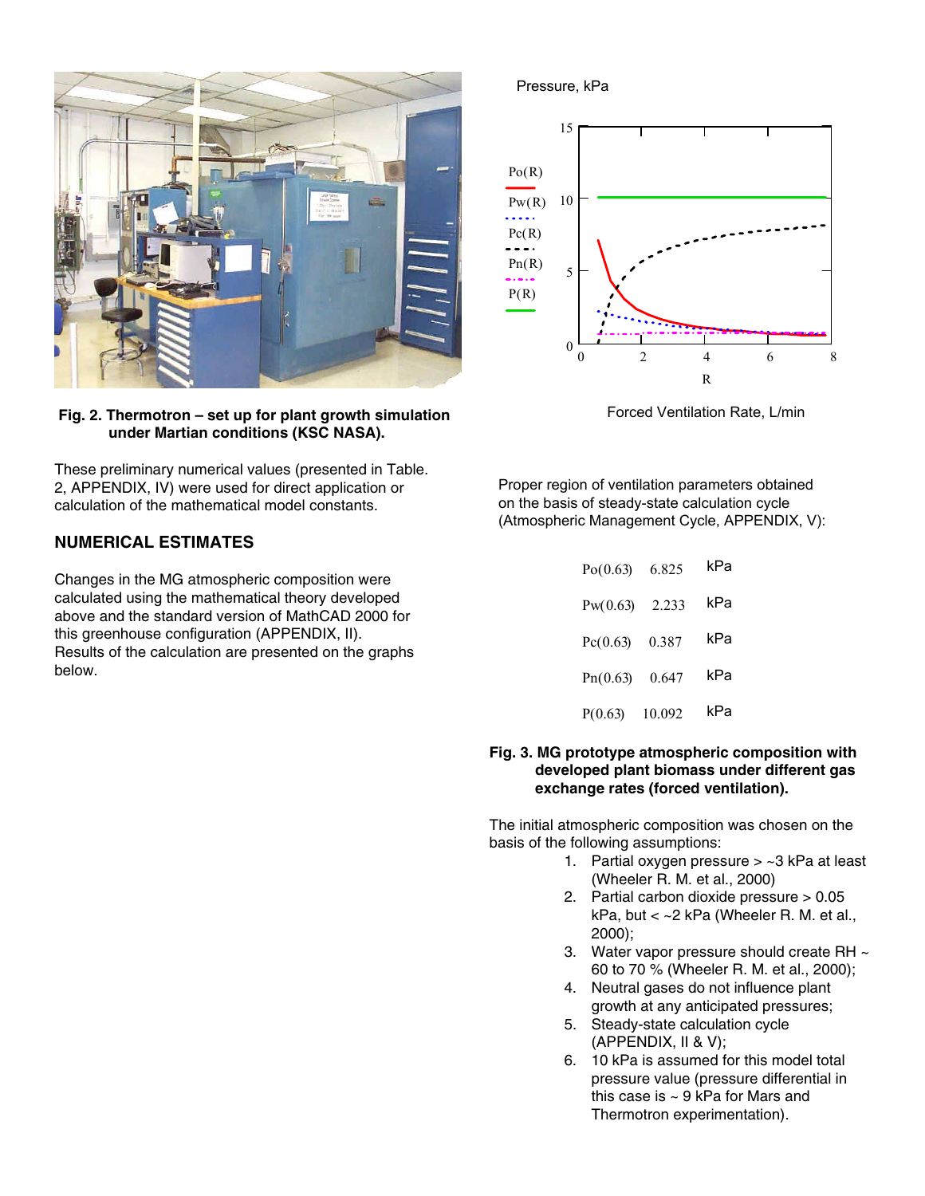**Fig. 2. Thermotron – set up for plant growth simulation under Martian conditions (KSC NASA).**

These preliminary numerical values (presented in Table. 2, APPENDIX, IV) were used for direct application or calculation of the mathematical model constants.

## NUMERICAL ESTIMATES

Changes in the MG atmospheric composition were calculated using the mathematical theory developed above and the standard version of MathCAD 2000 for this greenhouse configuration (APPENDIX, II). Results of the calculation are presented on the graphs below.

Pressure, kPa

Forced Ventilation Rate, L/min

Proper region of ventilation parameters obtained on the basis of steady-state calculation cycle (Atmospheric Management Cycle, APPENDIX, V):

| | | |
|---|---|---|
| Po(0.63) | 6.825 | kPa |
| Pw(0.63) | 2.233 | kPa |
| Pc(0.63) | 0.387 | kPa |
| Pn(0.63) | 0.647 | kPa |
| P(0.63) | 10.092 | kPa |

**Fig. 3. MG prototype atmospheric composition with developed plant biomass under different gas exchange rates (forced ventilation).**

The initial atmospheric composition was chosen on the basis of the following assumptions:

1. Partial oxygen pressure > ~3 kPa at least (Wheeler R. M. et al., 2000)
2. Partial carbon dioxide pressure > 0.05 kPa, but < ~2 kPa (Wheeler R. M. et al., 2000);
3. Water vapor pressure should create RH ~ 60 to 70 % (Wheeler R. M. et al., 2000);
4. Neutral gases do not influence plant growth at any anticipated pressures;
5. Steady-state calculation cycle (APPENDIX, II & V);
6. 10 kPa is assumed for this model total pressure value (pressure differential in this case is ~ 9 kPa for Mars and Thermotron experimentation).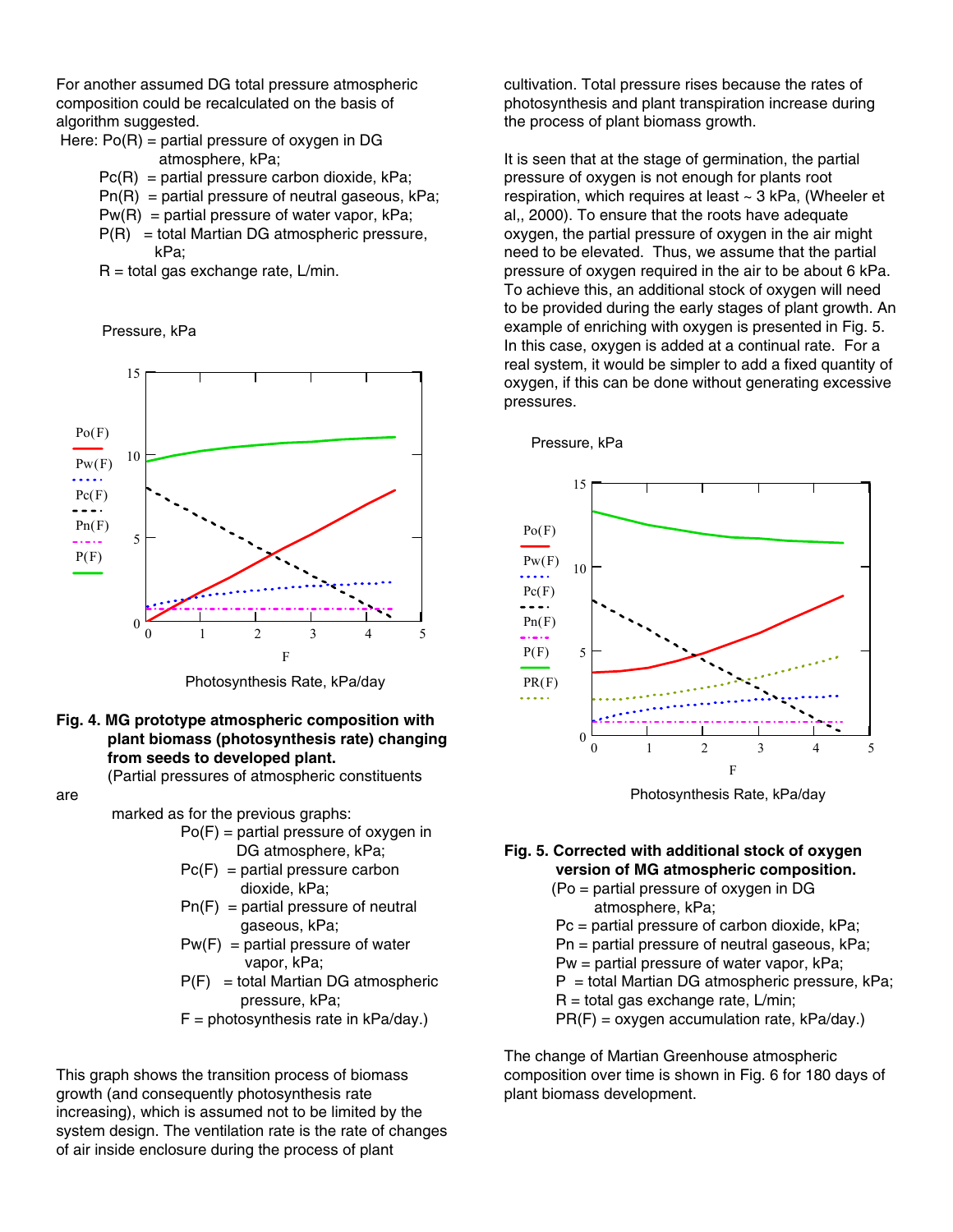For another assumed DG total pressure atmospheric composition could be recalculated on the basis of algorithm suggested.

Here: Po(R) = partial pressure of oxygen in DG atmosphere, kPa;
- Pc(R) = partial pressure carbon dioxide, kPa;
- Pn(R) = partial pressure of neutral gaseous, kPa;
- Pw(R) = partial pressure of water vapor, kPa;
- P(R) = total Martian DG atmospheric pressure, kPa;
- R = total gas exchange rate, L/min.

**Fig. 4. MG prototype atmospheric composition with plant biomass (photosynthesis rate) changing from seeds to developed plant.**
(Partial pressures of atmospheric constituents are marked as for the previous graphs:
- Po(F) = partial pressure of oxygen in DG atmosphere, kPa;
- Pc(F) = partial pressure carbon dioxide, kPa;
- Pn(F) = partial pressure of neutral gaseous, kPa;
- Pw(F) = partial pressure of water vapor, kPa;
- P(F) = total Martian DG atmospheric pressure, kPa;
- F = photosynthesis rate in kPa/day.)

This graph shows the transition process of biomass growth (and consequently photosynthesis rate increasing), which is assumed not to be limited by the system design. The ventilation rate is the rate of changes of air inside enclosure during the process of plant cultivation. Total pressure rises because the rates of photosynthesis and plant transpiration increase during the process of plant biomass growth.

It is seen that at the stage of germination, the partial pressure of oxygen is not enough for plants root respiration, which requires at least ~ 3 kPa, (Wheeler et al,, 2000). To ensure that the roots have adequate oxygen, the partial pressure of oxygen in the air might need to be elevated. Thus, we assume that the partial pressure of oxygen required in the air to be about 6 kPa. To achieve this, an additional stock of oxygen will need to be provided during the early stages of plant growth. An example of enriching with oxygen is presented in Fig. 5. In this case, oxygen is added at a continual rate. For a real system, it would be simpler to add a fixed quantity of oxygen, if this can be done without generating excessive pressures.

**Fig. 5. Corrected with additional stock of oxygen version of MG atmospheric composition.**
(Po = partial pressure of oxygen in DG atmosphere, kPa;
- Pc = partial pressure of carbon dioxide, kPa;
- Pn = partial pressure of neutral gaseous, kPa;
- Pw = partial pressure of water vapor, kPa;
- P = total Martian DG atmospheric pressure, kPa;
- R = total gas exchange rate, L/min;
- PR(F) = oxygen accumulation rate, kPa/day.)

The change of Martian Greenhouse atmospheric composition over time is shown in Fig. 6 for 180 days of plant biomass development.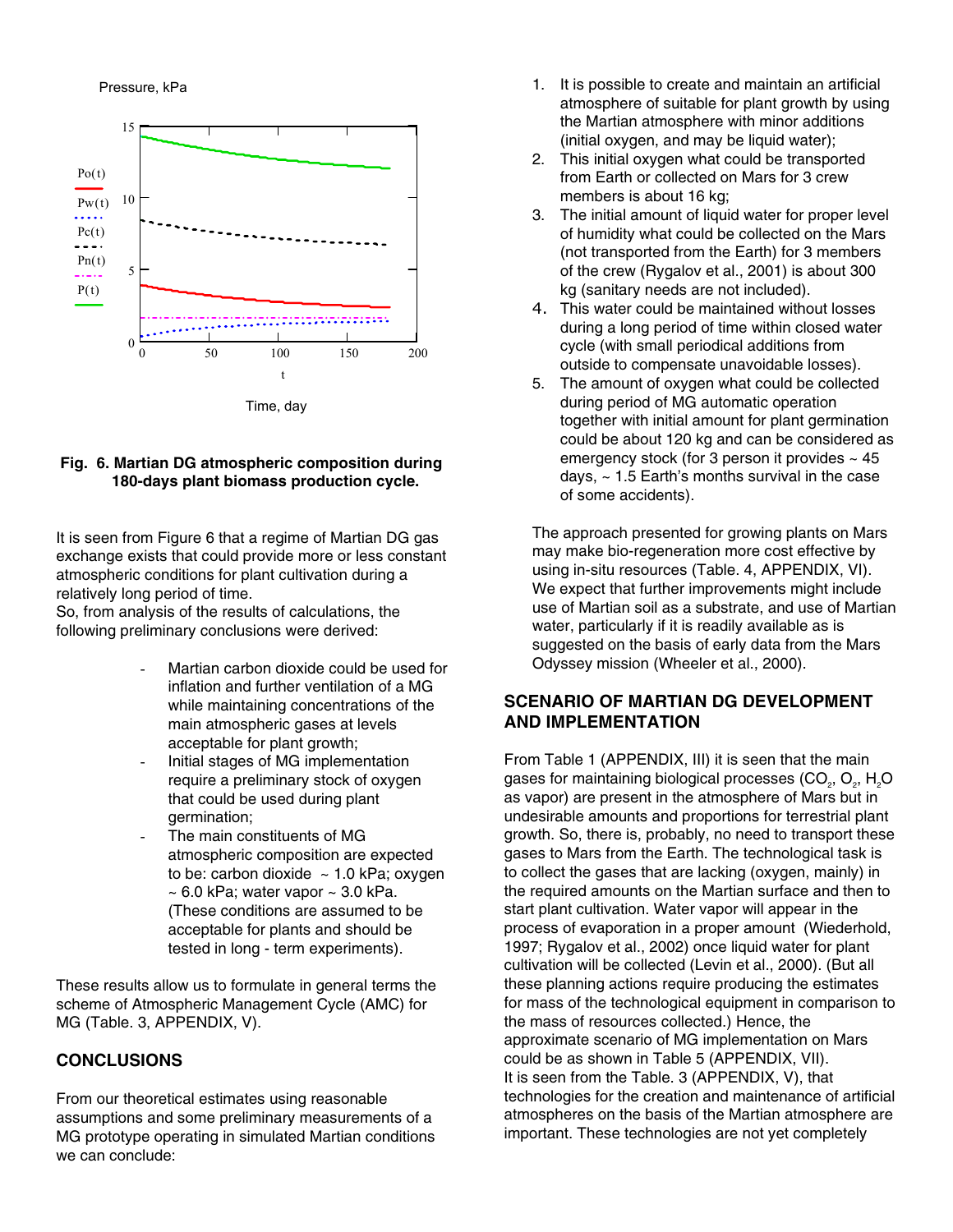**Fig. 6. Martian DG atmospheric composition during 180-days plant biomass production cycle.**

It is seen from Figure 6 that a regime of Martian DG gas exchange exists that could provide more or less constant atmospheric conditions for plant cultivation during a relatively long period of time.

So, from analysis of the results of calculations, the following preliminary conclusions were derived:

- Martian carbon dioxide could be used for inflation and further ventilation of a MG while maintaining concentrations of the main atmospheric gases at levels acceptable for plant growth;
- Initial stages of MG implementation require a preliminary stock of oxygen that could be used during plant germination;
- The main constituents of MG atmospheric composition are expected to be: carbon dioxide ~ 1.0 kPa; oxygen ~ 6.0 kPa; water vapor ~ 3.0 kPa. (These conditions are assumed to be acceptable for plants and should be tested in long - term experiments).

These results allow us to formulate in general terms the scheme of Atmospheric Management Cycle (AMC) for MG (Table. 3, APPENDIX, V).

## CONCLUSIONS

From our theoretical estimates using reasonable assumptions and some preliminary measurements of a MG prototype operating in simulated Martian conditions we can conclude:

1. It is possible to create and maintain an artificial atmosphere of suitable for plant growth by using the Martian atmosphere with minor additions (initial oxygen, and may be liquid water);
2. This initial oxygen what could be transported from Earth or collected on Mars for 3 crew members is about 16 kg;
3. The initial amount of liquid water for proper level of humidity what could be collected on the Mars (not transported from the Earth) for 3 members of the crew (Rygalov et al., 2001) is about 300 kg (sanitary needs are not included).
4. This water could be maintained without losses during a long period of time within closed water cycle (with small periodical additions from outside to compensate unavoidable losses).
5. The amount of oxygen what could be collected during period of MG automatic operation together with initial amount for plant germination could be about 120 kg and can be considered as emergency stock (for 3 person it provides ~ 45 days, ~ 1.5 Earth's months survival in the case of some accidents).

The approach presented for growing plants on Mars may make bio-regeneration more cost effective by using in-situ resources (Table. 4, APPENDIX, VI). We expect that further improvements might include use of Martian soil as a substrate, and use of Martian water, particularly if it is readily available as is suggested on the basis of early data from the Mars Odyssey mission (Wheeler et al., 2000).

## SCENARIO OF MARTIAN DG DEVELOPMENT AND IMPLEMENTATION

From Table 1 (APPENDIX, III) it is seen that the main gases for maintaining biological processes ($CO_2$, $O_2$, $H_2O$ as vapor) are present in the atmosphere of Mars but in undesirable amounts and proportions for terrestrial plant growth. So, there is, probably, no need to transport these gases to Mars from the Earth. The technological task is to collect the gases that are lacking (oxygen, mainly) in the required amounts on the Martian surface and then to start plant cultivation. Water vapor will appear in the process of evaporation in a proper amount (Wiederhold, 1997; Rygalov et al., 2002) once liquid water for plant cultivation will be collected (Levin et al., 2000). (But all these planning actions require producing the estimates for mass of the technological equipment in comparison to the mass of resources collected.) Hence, the approximate scenario of MG implementation on Mars could be as shown in Table 5 (APPENDIX, VII).

It is seen from the Table. 3 (APPENDIX, V), that technologies for the creation and maintenance of artificial atmospheres on the basis of the Martian atmosphere are important. These technologies are not yet completely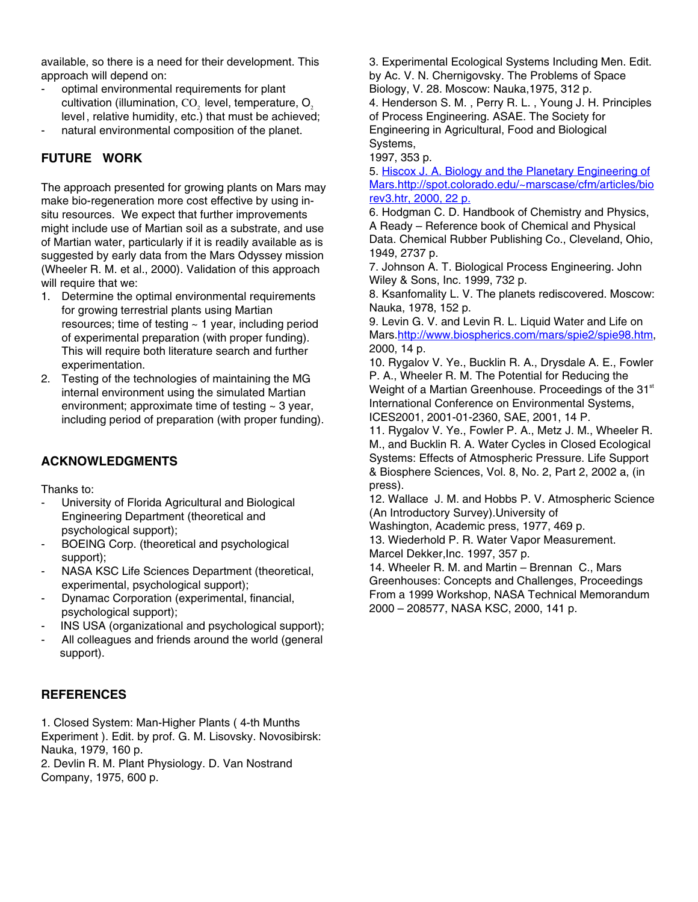available, so there is a need for their development. This approach will depend on:

- optimal environmental requirements for plant cultivation (illumination, $CO_2$ level, temperature, $O_2$ level, relative humidity, etc.) that must be achieved;
- natural environmental composition of the planet.

## FUTURE WORK

The approach presented for growing plants on Mars may make bio-regeneration more cost effective by using in-situ resources. We expect that further improvements might include use of Martian soil as a substrate, and use of Martian water, particularly if it is readily available as is suggested by early data from the Mars Odyssey mission (Wheeler R. M. et al., 2000). Validation of this approach will require that we:

1. Determine the optimal environmental requirements for growing terrestrial plants using Martian resources; time of testing ~ 1 year, including period of experimental preparation (with proper funding). This will require both literature search and further experimentation.
2. Testing of the technologies of maintaining the MG internal environment using the simulated Martian environment; approximate time of testing ~ 3 year, including period of preparation (with proper funding).

## ACKNOWLEDGMENTS

Thanks to:

- University of Florida Agricultural and Biological Engineering Department (theoretical and psychological support);
- BOEING Corp. (theoretical and psychological support);
- NASA KSC Life Sciences Department (theoretical, experimental, psychological support);
- Dynamac Corporation (experimental, financial, psychological support);
- INS USA (organizational and psychological support);
- All colleagues and friends around the world (general support).

## REFERENCES

1. Closed System: Man-Higher Plants ( 4-th Munths Experiment ). Edit. by prof. G. M. Lisovsky. Novosibirsk: Nauka, 1979, 160 p.
2. Devlin R. M. Plant Physiology. D. Van Nostrand Company, 1975, 600 p.
3. Experimental Ecological Systems Including Men. Edit. by Ac. V. N. Chernigovsky. The Problems of Space Biology, V. 28. Moscow: Nauka,1975, 312 p.
4. Henderson S. M. , Perry R. L. , Young J. H. Principles of Process Engineering. ASAE. The Society for Engineering in Agricultural, Food and Biological Systems, 1997, 353 p.
5. Hiscox J. A. Biology and the Planetary Engineering of Mars.http://spot.colorado.edu/~marscase/cfm/articles/biorev3.htr, 2000, 22 p.
6. Hodgman C. D. Handbook of Chemistry and Physics, A Ready – Reference book of Chemical and Physical Data. Chemical Rubber Publishing Co., Cleveland, Ohio, 1949, 2737 p.
7. Johnson A. T. Biological Process Engineering. John Wiley & Sons, Inc. 1999, 732 p.
8. Ksanfomality L. V. The planets rediscovered. Moscow: Nauka, 1978, 152 p.
9. Levin G. V. and Levin R. L. Liquid Water and Life on Mars.http://www.biospherics.com/mars/spie2/spie98.htm, 2000, 14 p.
10. Rygalov V. Ye., Bucklin R. A., Drysdale A. E., Fowler P. A., Wheeler R. M. The Potential for Reducing the Weight of a Martian Greenhouse. Proceedings of the 31st International Conference on Environmental Systems, ICES2001, 2001-01-2360, SAE, 2001, 14 P.
11. Rygalov V. Ye., Fowler P. A., Metz J. M., Wheeler R. M., and Bucklin R. A. Water Cycles in Closed Ecological Systems: Effects of Atmospheric Pressure. Life Support & Biosphere Sciences, Vol. 8, No. 2, Part 2, 2002 a, (in press).
12. Wallace J. M. and Hobbs P. V. Atmospheric Science (An Introductory Survey).University of Washington, Academic press, 1977, 469 p.
13. Wiederhold P. R. Water Vapor Measurement. Marcel Dekker,Inc. 1997, 357 p.
14. Wheeler R. M. and Martin – Brennan C., Mars Greenhouses: Concepts and Challenges, Proceedings From a 1999 Workshop, NASA Technical Memorandum 2000 – 208577, NASA KSC, 2000, 141 p.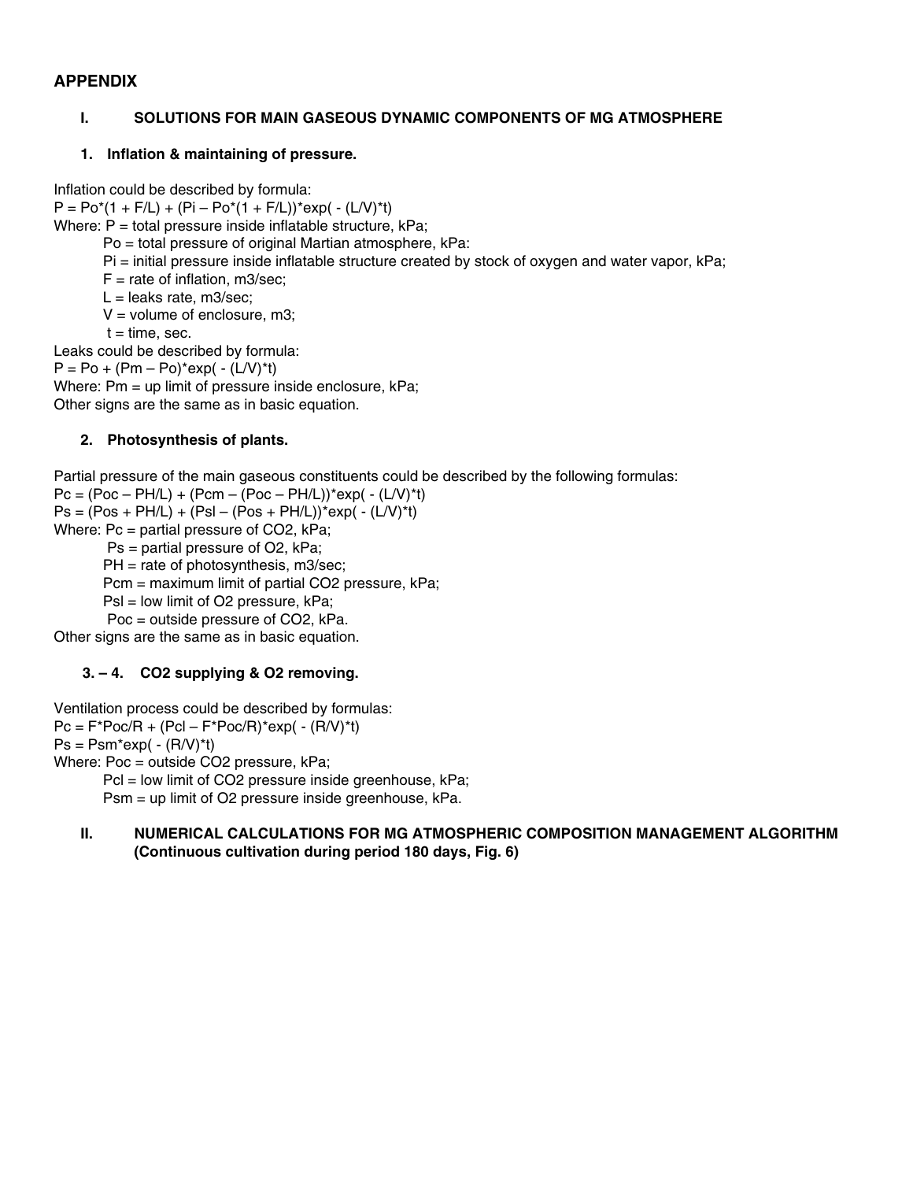## APPENDIX

### I. SOLUTIONS FOR MAIN GASEOUS DYNAMIC COMPONENTS OF MG ATMOSPHERE

#### 1. Inflation & maintaining of pressure.

Inflation could be described by formula:

$$P = P_o(1 + F/L) + (P_i - P_o(1 + F/L))\exp(-(L/V)t)$$

Where: $P$ = total pressure inside inflatable structure, kPa;

$P_o$ = total pressure of original Martian atmosphere, kPa:

$P_i$ = initial pressure inside inflatable structure created by stock of oxygen and water vapor, kPa;

$F$ = rate of inflation, m3/sec;

$L$ = leaks rate, m3/sec;

$V$ = volume of enclosure, m3;

$t$ = time, sec.

Leaks could be described by formula:

$$P = P_o + (P_m - P_o)\exp(-(L/V)t)$$

Where: $P_m$ = up limit of pressure inside enclosure, kPa;

Other signs are the same as in basic equation.

#### 2. Photosynthesis of plants.

Partial pressure of the main gaseous constituents could be described by the following formulas:

$$P_c = (P_{oc} - PH/L) + (P_{cm} - (P_{oc} - PH/L))\exp(-(L/V)t)$$

$$P_s = (P_{os} + PH/L) + (P_{sl} - (P_{os} + PH/L))\exp(-(L/V)t)$$

Where: $P_c$ = partial pressure of $CO_2$, kPa;

$P_s$ = partial pressure of $O_2$, kPa;

$PH$ = rate of photosynthesis, m3/sec;

$P_{cm}$ = maximum limit of partial $CO_2$ pressure, kPa;

$P_{sl}$ = low limit of $O_2$ pressure, kPa;

$P_{oc}$ = outside pressure of $CO_2$, kPa.

Other signs are the same as in basic equation.

#### 3. – 4. CO2 supplying & O2 removing.

Ventilation process could be described by formulas:

$$P_c = F P_{oc}/R + (P_{cl} - F P_{oc}/R)\exp(-(R/V)t)$$

$$P_s = P_{sm}\exp(-(R/V)t)$$

Where: $P_{oc}$ = outside $CO_2$ pressure, kPa;

$P_{cl}$ = low limit of $CO_2$ pressure inside greenhouse, kPa;

$P_{sm}$ = up limit of $O_2$ pressure inside greenhouse, kPa.

### II. NUMERICAL CALCULATIONS FOR MG ATMOSPHERIC COMPOSITION MANAGEMENT ALGORITHM (Continuous cultivation during period 180 days, Fig. 6)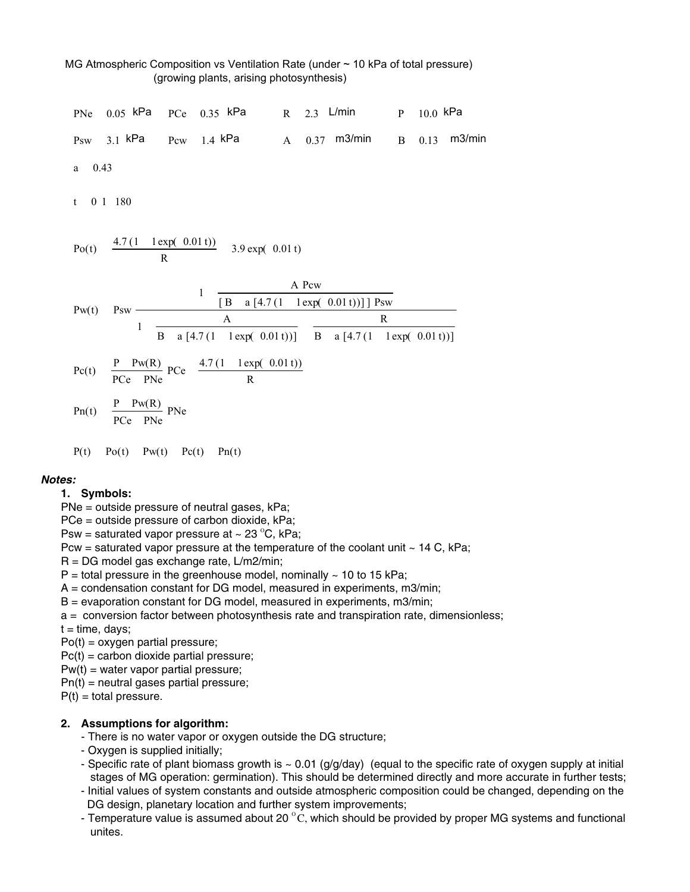MG Atmospheric Composition vs Ventilation Rate (under ~ 10 kPa of total pressure)
(growing plants, arising photosynthesis)

| | | | | | | | | | | | |
|---|---|---|---|---|---|---|---|---|---|---|---|
| PNe | 0.05 | kPa | PCe | 0.35 | kPa | R | 2.3 | L/min | P | 10.0 | kPa |
| Psw | 3.1 | kPa | Pcw | 1.4 | kPa | A | 0.37 | m3/min | B | 0.13 | m3/min |

a 0.43

t 0 1 180

$$Po(t) \quad \frac{4.7\,(1 \quad 1\,\exp(\ 0.01\,t))}{R} \quad 3.9\,\exp(\ 0.01\,t)$$

$$Pw(t) \quad Psw\,\frac{1 \quad \dfrac{A\,Pcw}{[B \quad a\,[4.7\,(1 \quad 1\,\exp(\ 0.01\,t))]\,]\,Psw}}{1 \quad \dfrac{A}{B \quad a\,[4.7\,(1 \quad 1\,\exp(\ 0.01\,t))]} \quad \dfrac{R}{B \quad a\,[4.7\,(1 \quad 1\,\exp(\ 0.01\,t))]}}$$

$$Pc(t) \quad \frac{P \quad Pw(R)}{PCe \quad PNe}\,PCe \quad \frac{4.7\,(1 \quad 1\,\exp(\ 0.01\,t))}{R}$$

$$Pn(t) \quad \frac{P \quad Pw(R)}{PCe \quad PNe}\,PNe$$

$$P(t) \quad Po(t) \quad Pw(t) \quad Pc(t) \quad Pn(t)$$

***Notes:***

1. **Symbols:**

   PNe = outside pressure of neutral gases, kPa;
   PCe = outside pressure of carbon dioxide, kPa;
   Psw = saturated vapor pressure at ~ 23 $^{o}$C, kPa;
   Pcw = saturated vapor pressure at the temperature of the coolant unit ~ 14 C, kPa;
   R = DG model gas exchange rate, L/m2/min;
   P = total pressure in the greenhouse model, nominally ~ 10 to 15 kPa;
   A = condensation constant for DG model, measured in experiments, m3/min;
   B = evaporation constant for DG model, measured in experiments, m3/min;
   a = conversion factor between photosynthesis rate and transpiration rate, dimensionless;
   t = time, days;
   Po(t) = oxygen partial pressure;
   Pc(t) = carbon dioxide partial pressure;
   Pw(t) = water vapor partial pressure;
   Pn(t) = neutral gases partial pressure;
   P(t) = total pressure.

2. **Assumptions for algorithm:**
   - There is no water vapor or oxygen outside the DG structure;
   - Oxygen is supplied initially;
   - Specific rate of plant biomass growth is ~ 0.01 (g/g/day) (equal to the specific rate of oxygen supply at initial stages of MG operation: germination). This should be determined directly and more accurate in further tests;
   - Initial values of system constants and outside atmospheric composition could be changed, depending on the DG design, planetary location and further system improvements;
   - Temperature value is assumed about 20 $^{o}$C, which should be provided by proper MG systems and functional unites.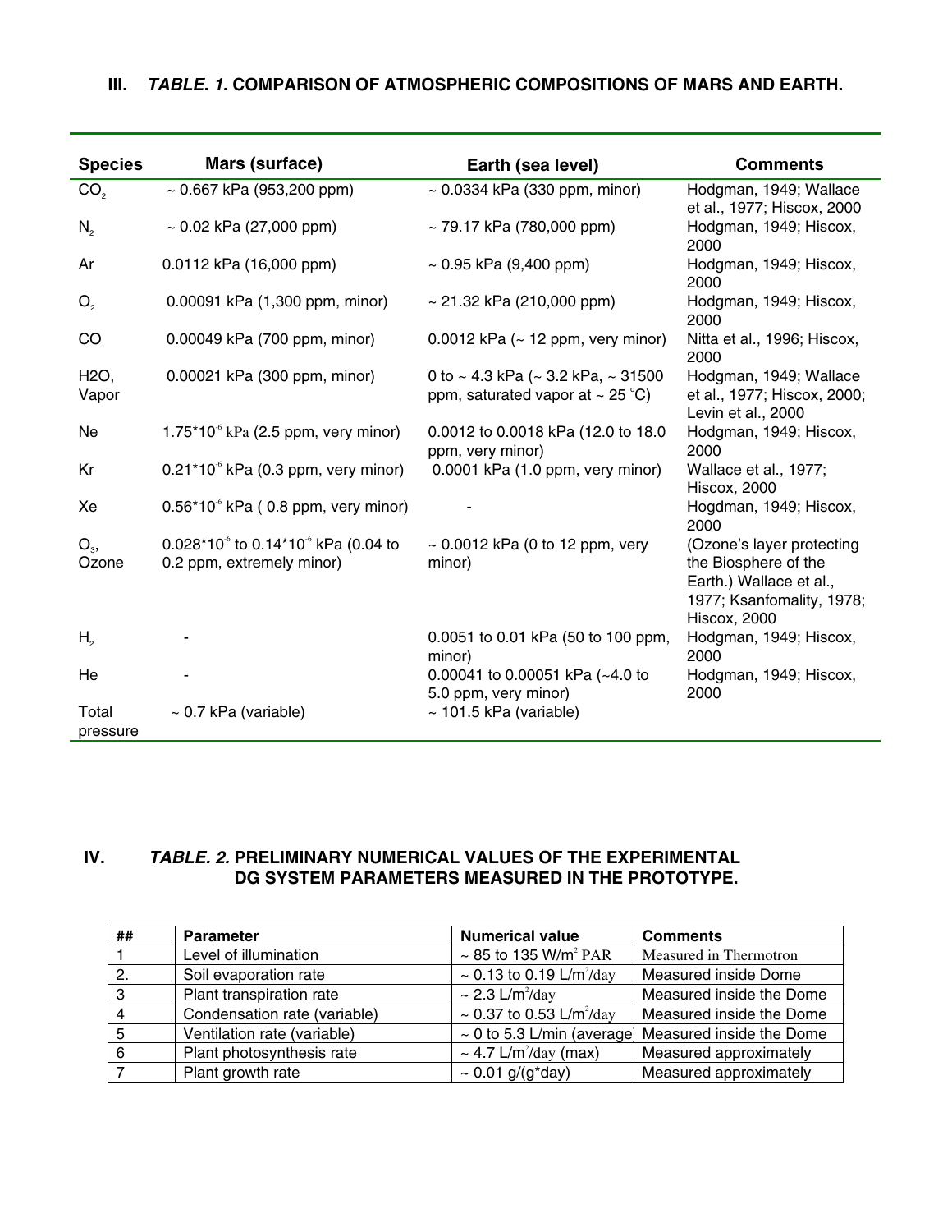## III. *TABLE. 1.* COMPARISON OF ATMOSPHERIC COMPOSITIONS OF MARS AND EARTH.

| Species | Mars (surface) | Earth (sea level) | Comments |
|---|---|---|---|
| $CO_2$ | ~ 0.667 kPa (953,200 ppm) | ~ 0.0334 kPa (330 ppm, minor) | Hodgman, 1949; Wallace et al., 1977; Hiscox, 2000 |
| $N_2$ | ~ 0.02 kPa (27,000 ppm) | ~ 79.17 kPa (780,000 ppm) | Hodgman, 1949; Hiscox, 2000 |
| Ar | 0.0112 kPa (16,000 ppm) | ~ 0.95 kPa (9,400 ppm) | Hodgman, 1949; Hiscox, 2000 |
| $O_2$ | 0.00091 kPa (1,300 ppm, minor) | ~ 21.32 kPa (210,000 ppm) | Hodgman, 1949; Hiscox, 2000 |
| CO | 0.00049 kPa (700 ppm, minor) | 0.0012 kPa (~ 12 ppm, very minor) | Nitta et al., 1996; Hiscox, 2000 |
| H2O, Vapor | 0.00021 kPa (300 ppm, minor) | 0 to ~ 4.3 kPa (~ 3.2 kPa, ~ 31500 ppm, saturated vapor at ~ 25 °C) | Hodgman, 1949; Wallace et al., 1977; Hiscox, 2000; Levin et al., 2000 |
| Ne | $1.75 \cdot 10^{-6}$ kPa (2.5 ppm, very minor) | 0.0012 to 0.0018 kPa (12.0 to 18.0 ppm, very minor) | Hodgman, 1949; Hiscox, 2000 |
| Kr | $0.21 \cdot 10^{-6}$ kPa (0.3 ppm, very minor) | 0.0001 kPa (1.0 ppm, very minor) | Wallace et al., 1977; Hiscox, 2000 |
| Xe | $0.56 \cdot 10^{-6}$ kPa ( 0.8 ppm, very minor) | - | Hogdman, 1949; Hiscox, 2000 |
| $O_3$, Ozone | $0.028 \cdot 10^{-6}$ to $0.14 \cdot 10^{-6}$ kPa (0.04 to 0.2 ppm, extremely minor) | ~ 0.0012 kPa (0 to 12 ppm, very minor) | (Ozone's layer protecting the Biosphere of the Earth.) Wallace et al., 1977; Ksanfomality, 1978; Hiscox, 2000 |
| $H_2$ | - | 0.0051 to 0.01 kPa (50 to 100 ppm, minor) | Hodgman, 1949; Hiscox, 2000 |
| He | - | 0.00041 to 0.00051 kPa (~4.0 to 5.0 ppm, very minor) | Hodgman, 1949; Hiscox, 2000 |
| Total pressure | ~ 0.7 kPa (variable) | ~ 101.5 kPa (variable) | |

## IV. *TABLE. 2.* PRELIMINARY NUMERICAL VALUES OF THE EXPERIMENTAL DG SYSTEM PARAMETERS MEASURED IN THE PROTOTYPE.

| ## | Parameter | Numerical value | Comments |
|---|---|---|---|
| 1 | Level of illumination | ~ 85 to 135 W/$m^2$ PAR | Measured in Thermotron |
| 2. | Soil evaporation rate | ~ 0.13 to 0.19 L/$m^2$/day | Measured inside Dome |
| 3 | Plant transpiration rate | ~ 2.3 L/$m^2$/day | Measured inside the Dome |
| 4 | Condensation rate (variable) | ~ 0.37 to 0.53 L/$m^2$/day | Measured inside the Dome |
| 5 | Ventilation rate (variable) | ~ 0 to 5.3 L/min (average | Measured inside the Dome |
| 6 | Plant photosynthesis rate | ~ 4.7 L/$m^2$/day (max) | Measured approximately |
| 7 | Plant growth rate | ~ 0.01 g/(g*day) | Measured approximately |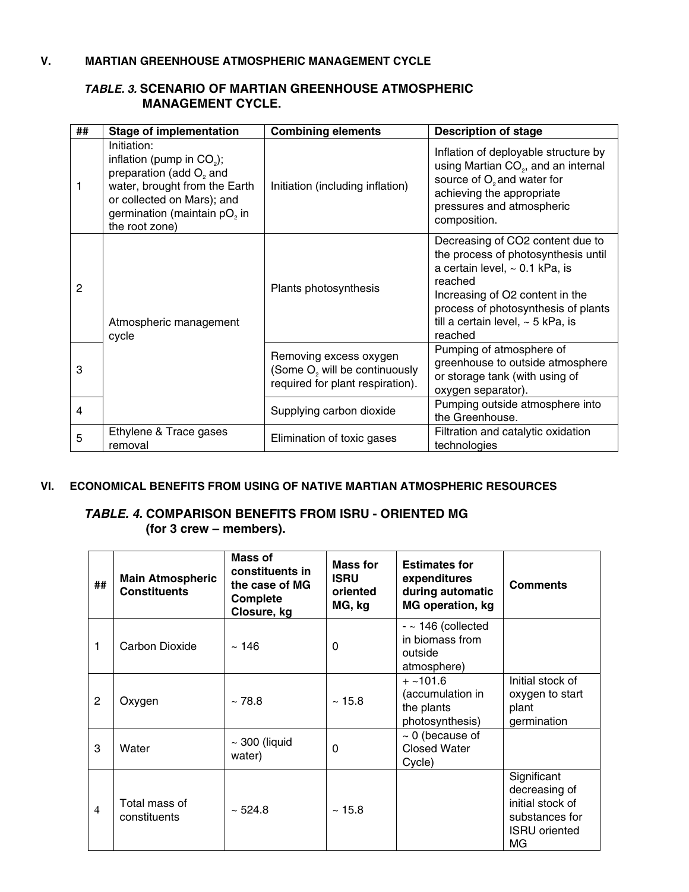## V. MARTIAN GREENHOUSE ATMOSPHERIC MANAGEMENT CYCLE

***TABLE. 3.* SCENARIO OF MARTIAN GREENHOUSE ATMOSPHERIC MANAGEMENT CYCLE.**

| ## | Stage of implementation | Combining elements | Description of stage |
|---|---|---|---|
| 1 | Initiation: inflation (pump in $CO_2$); preparation (add $O_2$ and water, brought from the Earth or collected on Mars); and germination (maintain $pO_2$ in the root zone) | Initiation (including inflation) | Inflation of deployable structure by using Martian $CO_2$, and an internal source of $O_2$ and water for achieving the appropriate pressures and atmospheric composition. |
| 2 | Atmospheric management cycle | Plants photosynthesis | Decreasing of CO2 content due to the process of photosynthesis until a certain level, ~ 0.1 kPa, is reached<br>Increasing of O2 content in the process of photosynthesis of plants till a certain level, ~ 5 kPa, is reached |
| 3 | | Removing excess oxygen (Some $O_2$ will be continuously required for plant respiration). | Pumping of atmosphere of greenhouse to outside atmosphere or storage tank (with using of oxygen separator). |
| 4 | | Supplying carbon dioxide | Pumping outside atmosphere into the Greenhouse. |
| 5 | Ethylene & Trace gases removal | Elimination of toxic gases | Filtration and catalytic oxidation technologies |

## VI. ECONOMICAL BENEFITS FROM USING OF NATIVE MARTIAN ATMOSPHERIC RESOURCES

***TABLE. 4.* COMPARISON BENEFITS FROM ISRU - ORIENTED MG (for 3 crew – members).**

| ## | Main Atmospheric Constituents | Mass of constituents in the case of MG Complete Closure, kg | Mass for ISRU oriented MG, kg | Estimates for expenditures during automatic MG operation, kg | Comments |
|---|---|---|---|---|---|
| 1 | Carbon Dioxide | ~ 146 | 0 | - ~ 146 (collected in biomass from outside atmosphere) | |
| 2 | Oxygen | ~ 78.8 | ~ 15.8 | + ~101.6 (accumulation in the plants photosynthesis) | Initial stock of oxygen to start plant germination |
| 3 | Water | ~ 300 (liquid water) | 0 | ~ 0 (because of Closed Water Cycle) | |
| 4 | Total mass of constituents | ~ 524.8 | ~ 15.8 | | Significant decreasing of initial stock of substances for ISRU oriented MG |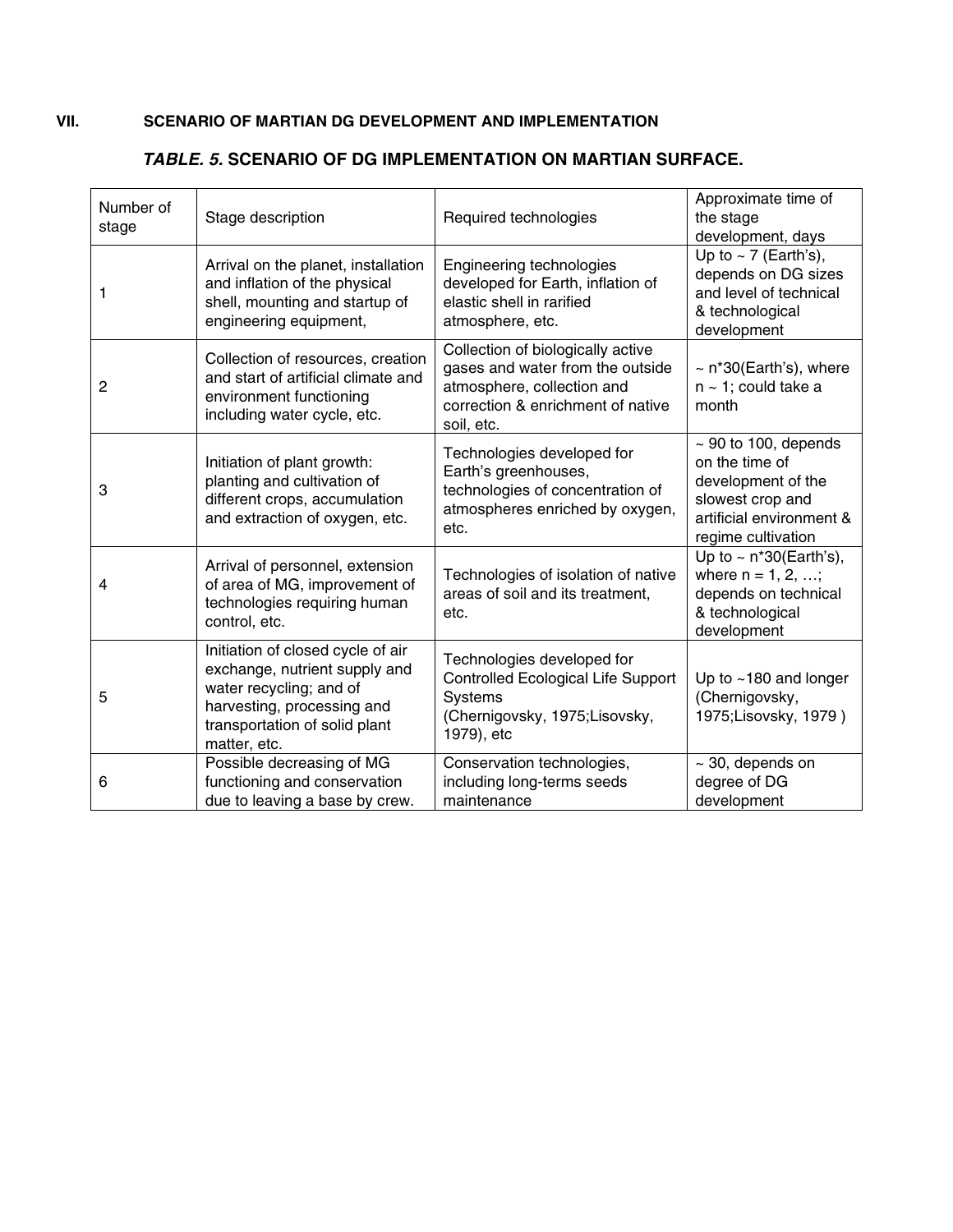## VII. SCENARIO OF MARTIAN DG DEVELOPMENT AND IMPLEMENTATION

### *TABLE. 5.* SCENARIO OF DG IMPLEMENTATION ON MARTIAN SURFACE.

| Number of stage | Stage description | Required technologies | Approximate time of the stage development, days |
|---|---|---|---|
| 1 | Arrival on the planet, installation and inflation of the physical shell, mounting and startup of engineering equipment, | Engineering technologies developed for Earth, inflation of elastic shell in rarified atmosphere, etc. | Up to ~ 7 (Earth's), depends on DG sizes and level of technical & technological development |
| 2 | Collection of resources, creation and start of artificial climate and environment functioning including water cycle, etc. | Collection of biologically active gases and water from the outside atmosphere, collection and correction & enrichment of native soil, etc. | ~ n*30(Earth's), where n ~ 1; could take a month |
| 3 | Initiation of plant growth: planting and cultivation of different crops, accumulation and extraction of oxygen, etc. | Technologies developed for Earth's greenhouses, technologies of concentration of atmospheres enriched by oxygen, etc. | ~ 90 to 100, depends on the time of development of the slowest crop and artificial environment & regime cultivation |
| 4 | Arrival of personnel, extension of area of MG, improvement of technologies requiring human control, etc. | Technologies of isolation of native areas of soil and its treatment, etc. | Up to ~ n*30(Earth's), where n = 1, 2, …; depends on technical & technological development |
| 5 | Initiation of closed cycle of air exchange, nutrient supply and water recycling; and of harvesting, processing and transportation of solid plant matter, etc. | Technologies developed for Controlled Ecological Life Support Systems (Chernigovsky, 1975;Lisovsky, 1979), etc | Up to ~180 and longer (Chernigovsky, 1975;Lisovsky, 1979 ) |
| 6 | Possible decreasing of MG functioning and conservation due to leaving a base by crew. | Conservation technologies, including long-terms seeds maintenance | ~ 30, depends on degree of DG development |